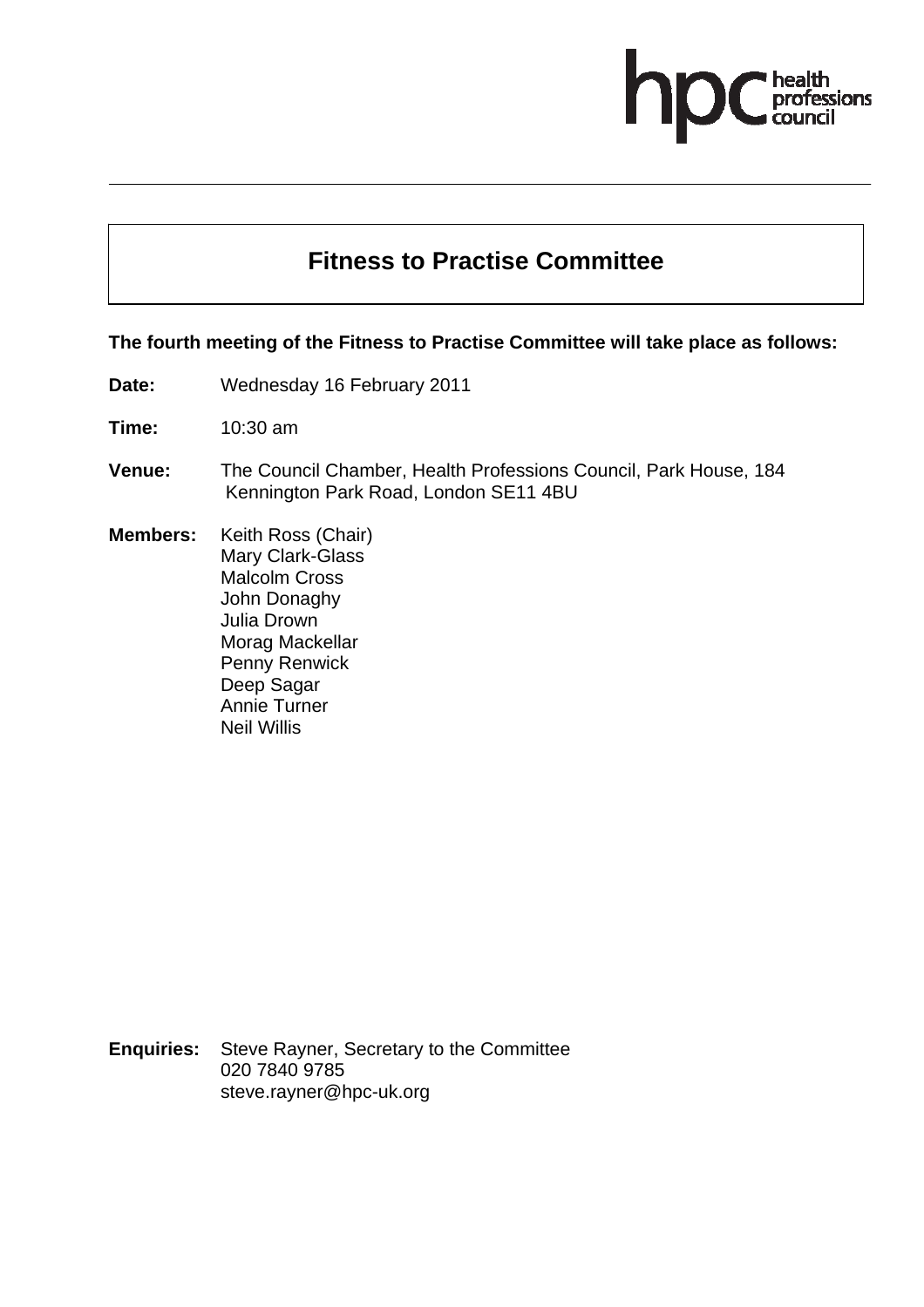hpc health professions council

# Fitness to Practise Committee

**The fourth meeting of the Fitness to Practise Committee will take place as follows:**

**Date:** Wednesday 16 February 2011

**Time:** 10:30 am

**Venue:** The Council Chamber, Health Professions Council, Park House, 184 Kennington Park Road, London SE11 4BU

**Members:** Keith Ross (Chair)
Mary Clark-Glass
Malcolm Cross
John Donaghy
Julia Drown
Morag Mackellar
Penny Renwick
Deep Sagar
Annie Turner
Neil Willis

**Enquiries:** Steve Rayner, Secretary to the Committee
020 7840 9785
steve.rayner@hpc-uk.org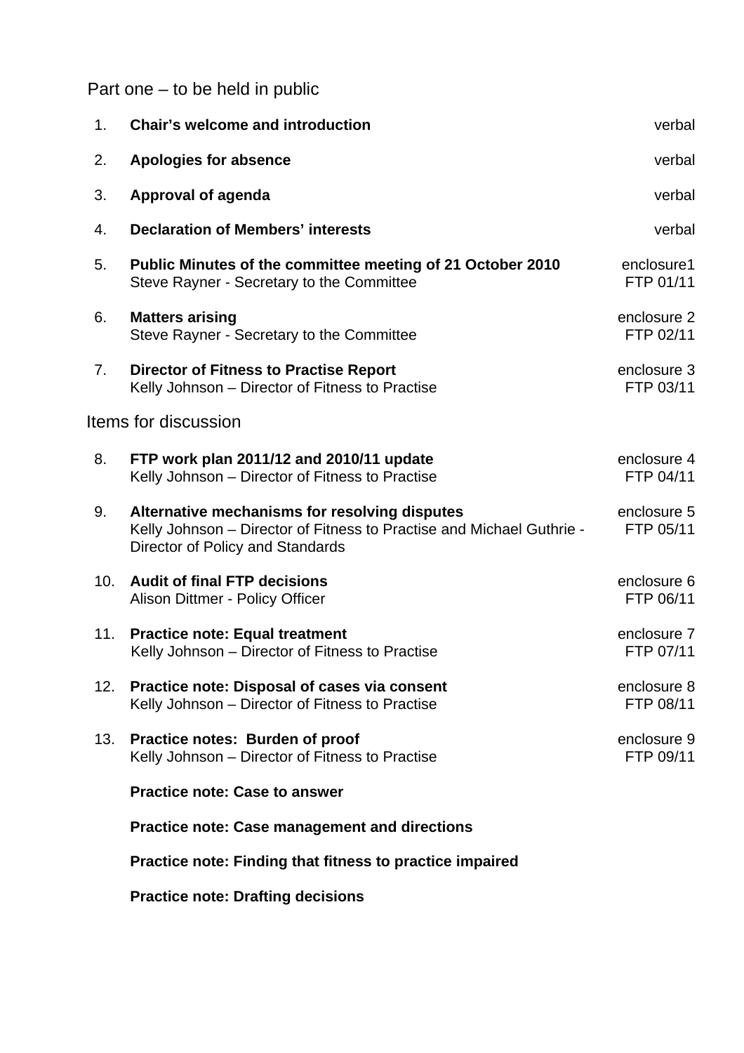Part one – to be held in public

| | | |
|---|---|---|
| 1. | **Chair's welcome and introduction** | verbal |
| 2. | **Apologies for absence** | verbal |
| 3. | **Approval of agenda** | verbal |
| 4. | **Declaration of Members' interests** | verbal |
| 5. | **Public Minutes of the committee meeting of 21 October 2010**<br>Steve Rayner - Secretary to the Committee | enclosure1<br>FTP 01/11 |
| 6. | **Matters arising**<br>Steve Rayner - Secretary to the Committee | enclosure 2<br>FTP 02/11 |
| 7. | **Director of Fitness to Practise Report**<br>Kelly Johnson – Director of Fitness to Practise | enclosure 3<br>FTP 03/11 |

Items for discussion

| | | |
|---|---|---|
| 8. | **FTP work plan 2011/12 and 2010/11 update**<br>Kelly Johnson – Director of Fitness to Practise | enclosure 4<br>FTP 04/11 |
| 9. | **Alternative mechanisms for resolving disputes**<br>Kelly Johnson – Director of Fitness to Practise and Michael Guthrie - Director of Policy and Standards | enclosure 5<br>FTP 05/11 |
| 10. | **Audit of final FTP decisions**<br>Alison Dittmer - Policy Officer | enclosure 6<br>FTP 06/11 |
| 11. | **Practice note: Equal treatment**<br>Kelly Johnson – Director of Fitness to Practise | enclosure 7<br>FTP 07/11 |
| 12. | **Practice note: Disposal of cases via consent**<br>Kelly Johnson – Director of Fitness to Practise | enclosure 8<br>FTP 08/11 |
| 13. | **Practice notes: Burden of proof**<br>Kelly Johnson – Director of Fitness to Practise | enclosure 9<br>FTP 09/11 |
| | **Practice note: Case to answer** | |
| | **Practice note: Case management and directions** | |
| | **Practice note: Finding that fitness to practice impaired** | |
| | **Practice note: Drafting decisions** | |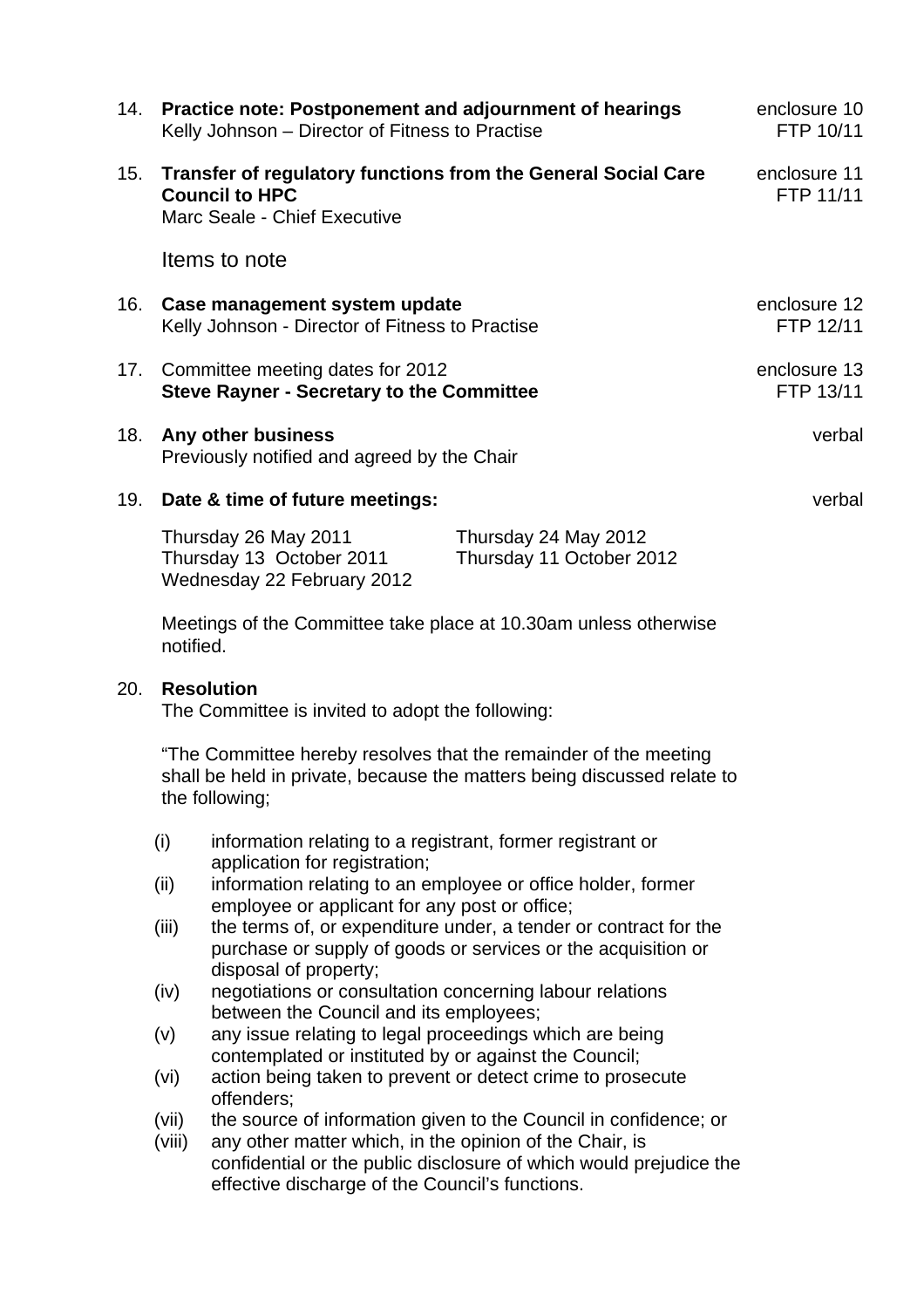14. **Practice note: Postponement and adjournment of hearings** — enclosure 10, FTP 10/11
    Kelly Johnson – Director of Fitness to Practise

15. **Transfer of regulatory functions from the General Social Care Council to HPC** — enclosure 11, FTP 11/11
    Marc Seale - Chief Executive

Items to note

16. **Case management system update** — enclosure 12, FTP 12/11
    Kelly Johnson - Director of Fitness to Practise

17. Committee meeting dates for 2012 — enclosure 13, FTP 13/11
    **Steve Rayner - Secretary to the Committee**

18. **Any other business** — verbal
    Previously notified and agreed by the Chair

19. **Date & time of future meetings:** — verbal

    Thursday 26 May 2011
    Thursday 13 October 2011
    Wednesday 22 February 2012
    Thursday 24 May 2012
    Thursday 11 October 2012

    Meetings of the Committee take place at 10.30am unless otherwise notified.

20. **Resolution**
    The Committee is invited to adopt the following:

    "The Committee hereby resolves that the remainder of the meeting shall be held in private, because the matters being discussed relate to the following;

    (i) information relating to a registrant, former registrant or application for registration;
    (ii) information relating to an employee or office holder, former employee or applicant for any post or office;
    (iii) the terms of, or expenditure under, a tender or contract for the purchase or supply of goods or services or the acquisition or disposal of property;
    (iv) negotiations or consultation concerning labour relations between the Council and its employees;
    (v) any issue relating to legal proceedings which are being contemplated or instituted by or against the Council;
    (vi) action being taken to prevent or detect crime to prosecute offenders;
    (vii) the source of information given to the Council in confidence; or
    (viii) any other matter which, in the opinion of the Chair, is confidential or the public disclosure of which would prejudice the effective discharge of the Council's functions.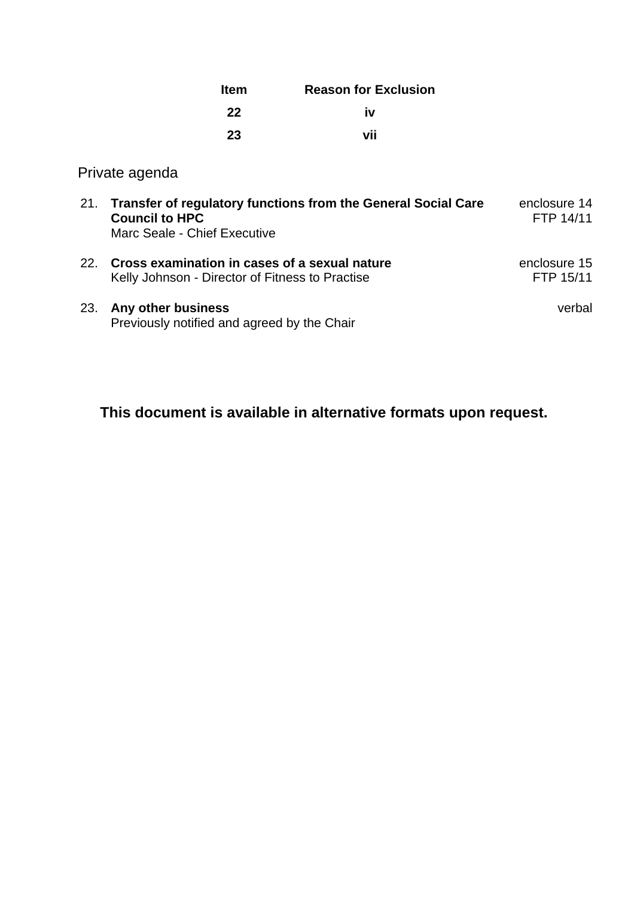| Item | Reason for Exclusion |
|---|---|
| 22 | iv |
| 23 | vii |

## Private agenda

21. **Transfer of regulatory functions from the General Social Care Council to HPC**
    Marc Seale - Chief Executive
    enclosure 14
    FTP 14/11

22. **Cross examination in cases of a sexual nature**
    Kelly Johnson - Director of Fitness to Practise
    enclosure 15
    FTP 15/11

23. **Any other business**
    Previously notified and agreed by the Chair
    verbal

**This document is available in alternative formats upon request.**